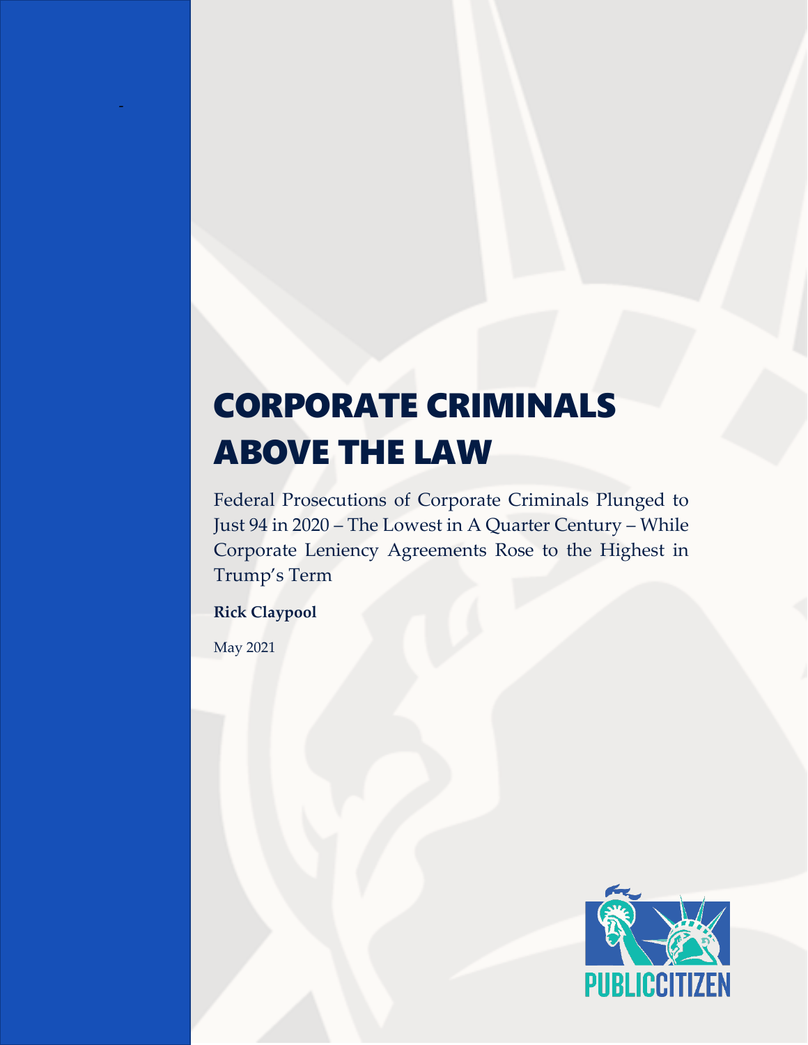# CORPORATE CRIMINALS ABOVE THE LAW

Federal Prosecutions of Corporate Criminals Plunged to Just 94 in 2020 – The Lowest in A Quarter Century – While Corporate Leniency Agreements Rose to the Highest in Trump's Term

**Rick Claypool**

May 2021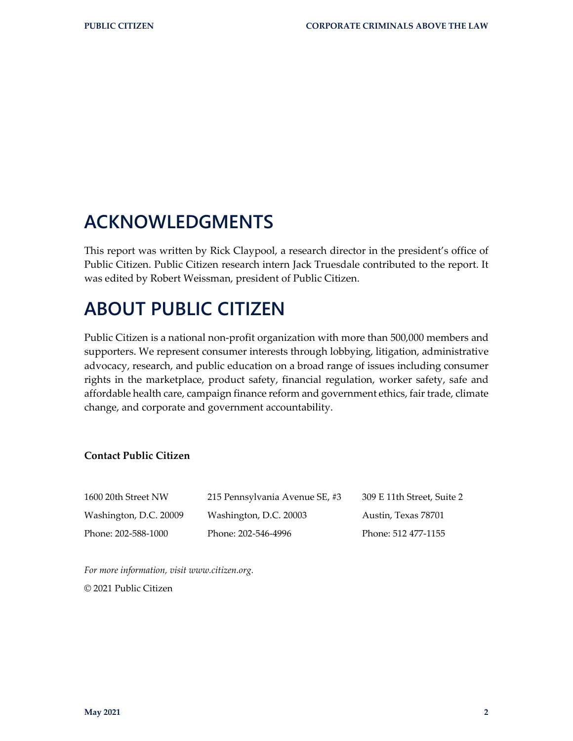## ACKNOWLEDGMENTS

This report was written by Rick Claypool, a research director in the president's office of Public Citizen. Public Citizen research intern Jack Truesdale contributed to the report. It was edited by Robert Weissman, president of Public Citizen.

## ABOUT PUBLIC CITIZEN

Public Citizen is a national non-profit organization with more than 500,000 members and supporters. We represent consumer interests through lobbying, litigation, administrative advocacy, research, and public education on a broad range of issues including consumer rights in the marketplace, product safety, financial regulation, worker safety, safe and affordable health care, campaign finance reform and government ethics, fair trade, climate change, and corporate and government accountability.

**Contact Public Citizen**

| | | |
|---|---|---|
| 1600 20th Street NW | 215 Pennsylvania Avenue SE, #3 | 309 E 11th Street, Suite 2 |
| Washington, D.C. 20009 | Washington, D.C. 20003 | Austin, Texas 78701 |
| Phone: 202-588-1000 | Phone: 202-546-4996 | Phone: 512 477-1155 |

*For more information, visit www.citizen.org.*

© 2021 Public Citizen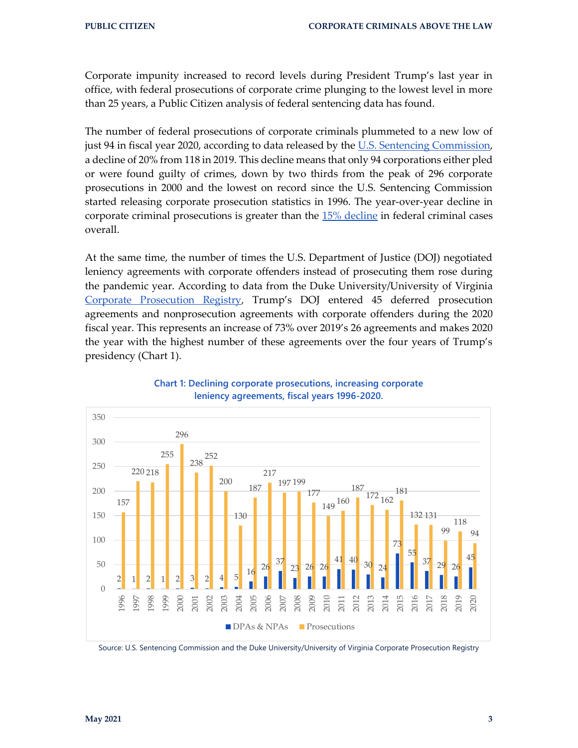Corporate impunity increased to record levels during President Trump's last year in office, with federal prosecutions of corporate crime plunging to the lowest level in more than 25 years, a Public Citizen analysis of federal sentencing data has found.

The number of federal prosecutions of corporate criminals plummeted to a new low of just 94 in fiscal year 2020, according to data released by the U.S. Sentencing Commission, a decline of 20% from 118 in 2019. This decline means that only 94 corporations either pled or were found guilty of crimes, down by two thirds from the peak of 296 corporate prosecutions in 2000 and the lowest on record since the U.S. Sentencing Commission started releasing corporate prosecution statistics in 1996. The year-over-year decline in corporate criminal prosecutions is greater than the 15% decline in federal criminal cases overall.

At the same time, the number of times the U.S. Department of Justice (DOJ) negotiated leniency agreements with corporate offenders instead of prosecuting them rose during the pandemic year. According to data from the Duke University/University of Virginia Corporate Prosecution Registry, Trump's DOJ entered 45 deferred prosecution agreements and nonprosecution agreements with corporate offenders during the 2020 fiscal year. This represents an increase of 73% over 2019's 26 agreements and makes 2020 the year with the highest number of these agreements over the four years of Trump's presidency (Chart 1).

**Chart 1: Declining corporate prosecutions, increasing corporate leniency agreements, fiscal years 1996-2020.**

| Year | DPAs & NPAs | Prosecutions |
|---|---|---|
| 1996 | 2 | 157 |
| 1997 | 1 | 220 |
| 1998 | 2 | 218 |
| 1999 | 1 | 255 |
| 2000 | 2 | 296 |
| 2001 | 3 | 238 |
| 2002 | 2 | 252 |
| 2003 | 4 | 200 |
| 2004 | 5 | 130 |
| 2005 | 16 | 187 |
| 2006 | 26 | 217 |
| 2007 | 37 | 197 |
| 2008 | 23 | 199 |
| 2009 | 26 | 177 |
| 2010 | 26 | 149 |
| 2011 | 41 | 160 |
| 2012 | 40 | 187 |
| 2013 | 30 | 172 |
| 2014 | 24 | 162 |
| 2015 | 73 | 181 |
| 2016 | 55 | 132 |
| 2017 | 37 | 131 |
| 2018 | 29 | 99 |
| 2019 | 26 | 118 |
| 2020 | 45 | 94 |

Source: U.S. Sentencing Commission and the Duke University/University of Virginia Corporate Prosecution Registry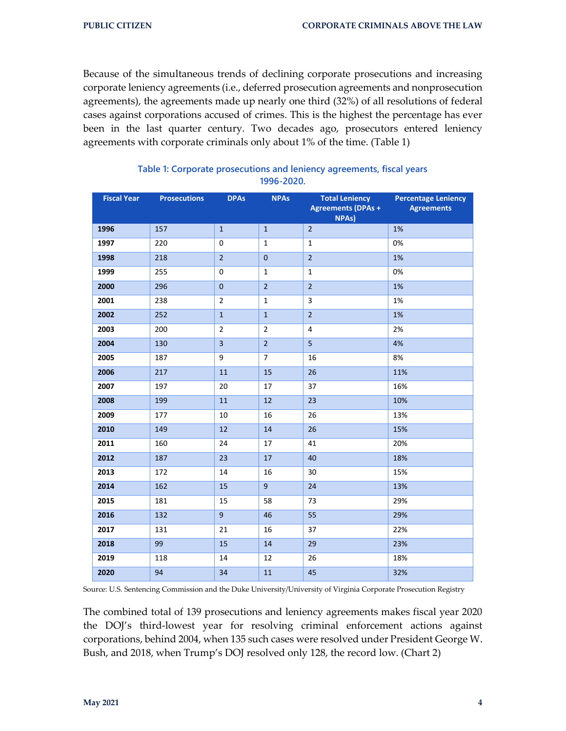Because of the simultaneous trends of declining corporate prosecutions and increasing corporate leniency agreements (i.e., deferred prosecution agreements and nonprosecution agreements), the agreements made up nearly one third (32%) of all resolutions of federal cases against corporations accused of crimes. This is the highest the percentage has ever been in the last quarter century. Two decades ago, prosecutors entered leniency agreements with corporate criminals only about 1% of the time. (Table 1)

**Table 1: Corporate prosecutions and leniency agreements, fiscal years 1996-2020.**

| Fiscal Year | Prosecutions | DPAs | NPAs | Total Leniency Agreements (DPAs + NPAs) | Percentage Leniency Agreements |
|---|---|---|---|---|---|
| **1996** | 157 | 1 | 1 | 2 | 1% |
| **1997** | 220 | 0 | 1 | 1 | 0% |
| **1998** | 218 | 2 | 0 | 2 | 1% |
| **1999** | 255 | 0 | 1 | 1 | 0% |
| **2000** | 296 | 0 | 2 | 2 | 1% |
| **2001** | 238 | 2 | 1 | 3 | 1% |
| **2002** | 252 | 1 | 1 | 2 | 1% |
| **2003** | 200 | 2 | 2 | 4 | 2% |
| **2004** | 130 | 3 | 2 | 5 | 4% |
| **2005** | 187 | 9 | 7 | 16 | 8% |
| **2006** | 217 | 11 | 15 | 26 | 11% |
| **2007** | 197 | 20 | 17 | 37 | 16% |
| **2008** | 199 | 11 | 12 | 23 | 10% |
| **2009** | 177 | 10 | 16 | 26 | 13% |
| **2010** | 149 | 12 | 14 | 26 | 15% |
| **2011** | 160 | 24 | 17 | 41 | 20% |
| **2012** | 187 | 23 | 17 | 40 | 18% |
| **2013** | 172 | 14 | 16 | 30 | 15% |
| **2014** | 162 | 15 | 9 | 24 | 13% |
| **2015** | 181 | 15 | 58 | 73 | 29% |
| **2016** | 132 | 9 | 46 | 55 | 29% |
| **2017** | 131 | 21 | 16 | 37 | 22% |
| **2018** | 99 | 15 | 14 | 29 | 23% |
| **2019** | 118 | 14 | 12 | 26 | 18% |
| **2020** | 94 | 34 | 11 | 45 | 32% |

Source: U.S. Sentencing Commission and the Duke University/University of Virginia Corporate Prosecution Registry

The combined total of 139 prosecutions and leniency agreements makes fiscal year 2020 the DOJ's third-lowest year for resolving criminal enforcement actions against corporations, behind 2004, when 135 such cases were resolved under President George W. Bush, and 2018, when Trump's DOJ resolved only 128, the record low. (Chart 2)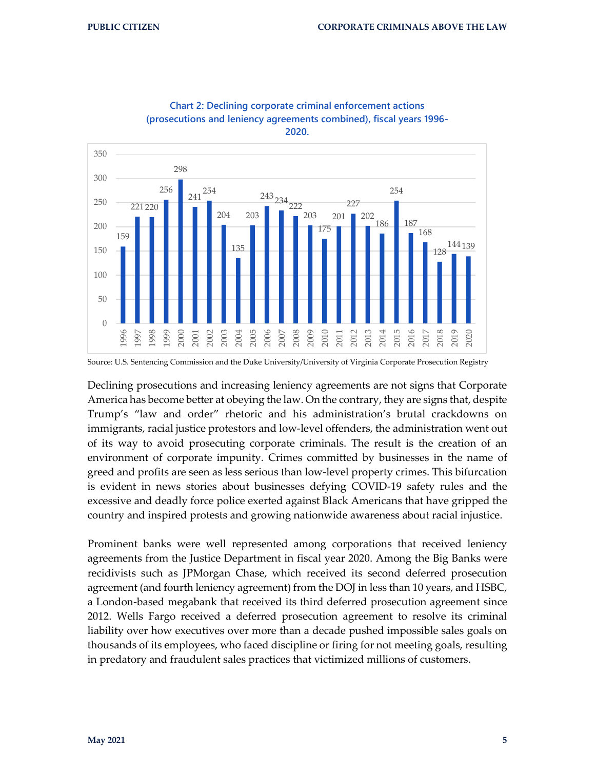**Chart 2: Declining corporate criminal enforcement actions (prosecutions and leniency agreements combined), fiscal years 1996-2020.**

| Year | Actions |
|---|---|
| 1996 | 159 |
| 1997 | 221 |
| 1998 | 220 |
| 1999 | 256 |
| 2000 | 298 |
| 2001 | 241 |
| 2002 | 254 |
| 2003 | 204 |
| 2004 | 135 |
| 2005 | 203 |
| 2006 | 243 |
| 2007 | 234 |
| 2008 | 222 |
| 2009 | 203 |
| 2010 | 175 |
| 2011 | 201 |
| 2012 | 227 |
| 2013 | 202 |
| 2014 | 186 |
| 2015 | 254 |
| 2016 | 187 |
| 2017 | 168 |
| 2018 | 128 |
| 2019 | 144 |
| 2020 | 139 |

Source: U.S. Sentencing Commission and the Duke University/University of Virginia Corporate Prosecution Registry

Declining prosecutions and increasing leniency agreements are not signs that Corporate America has become better at obeying the law. On the contrary, they are signs that, despite Trump's "law and order" rhetoric and his administration's brutal crackdowns on immigrants, racial justice protestors and low-level offenders, the administration went out of its way to avoid prosecuting corporate criminals. The result is the creation of an environment of corporate impunity. Crimes committed by businesses in the name of greed and profits are seen as less serious than low-level property crimes. This bifurcation is evident in news stories about businesses defying COVID-19 safety rules and the excessive and deadly force police exerted against Black Americans that have gripped the country and inspired protests and growing nationwide awareness about racial injustice.

Prominent banks were well represented among corporations that received leniency agreements from the Justice Department in fiscal year 2020. Among the Big Banks were recidivists such as JPMorgan Chase, which received its second deferred prosecution agreement (and fourth leniency agreement) from the DOJ in less than 10 years, and HSBC, a London-based megabank that received its third deferred prosecution agreement since 2012. Wells Fargo received a deferred prosecution agreement to resolve its criminal liability over how executives over more than a decade pushed impossible sales goals on thousands of its employees, who faced discipline or firing for not meeting goals, resulting in predatory and fraudulent sales practices that victimized millions of customers.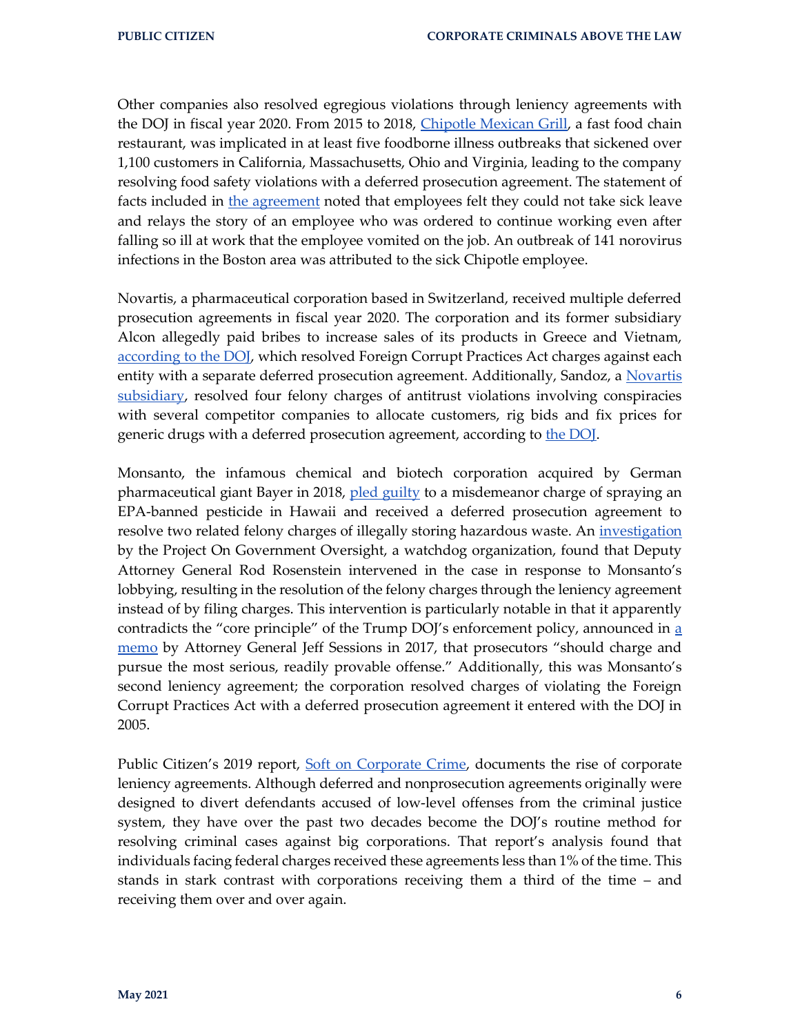Other companies also resolved egregious violations through leniency agreements with the DOJ in fiscal year 2020. From 2015 to 2018, Chipotle Mexican Grill, a fast food chain restaurant, was implicated in at least five foodborne illness outbreaks that sickened over 1,100 customers in California, Massachusetts, Ohio and Virginia, leading to the company resolving food safety violations with a deferred prosecution agreement. The statement of facts included in the agreement noted that employees felt they could not take sick leave and relays the story of an employee who was ordered to continue working even after falling so ill at work that the employee vomited on the job. An outbreak of 141 norovirus infections in the Boston area was attributed to the sick Chipotle employee.

Novartis, a pharmaceutical corporation based in Switzerland, received multiple deferred prosecution agreements in fiscal year 2020. The corporation and its former subsidiary Alcon allegedly paid bribes to increase sales of its products in Greece and Vietnam, according to the DOJ, which resolved Foreign Corrupt Practices Act charges against each entity with a separate deferred prosecution agreement. Additionally, Sandoz, a Novartis subsidiary, resolved four felony charges of antitrust violations involving conspiracies with several competitor companies to allocate customers, rig bids and fix prices for generic drugs with a deferred prosecution agreement, according to the DOJ.

Monsanto, the infamous chemical and biotech corporation acquired by German pharmaceutical giant Bayer in 2018, pled guilty to a misdemeanor charge of spraying an EPA-banned pesticide in Hawaii and received a deferred prosecution agreement to resolve two related felony charges of illegally storing hazardous waste. An investigation by the Project On Government Oversight, a watchdog organization, found that Deputy Attorney General Rod Rosenstein intervened in the case in response to Monsanto's lobbying, resulting in the resolution of the felony charges through the leniency agreement instead of by filing charges. This intervention is particularly notable in that it apparently contradicts the "core principle" of the Trump DOJ's enforcement policy, announced in a memo by Attorney General Jeff Sessions in 2017, that prosecutors "should charge and pursue the most serious, readily provable offense." Additionally, this was Monsanto's second leniency agreement; the corporation resolved charges of violating the Foreign Corrupt Practices Act with a deferred prosecution agreement it entered with the DOJ in 2005.

Public Citizen's 2019 report, Soft on Corporate Crime, documents the rise of corporate leniency agreements. Although deferred and nonprosecution agreements originally were designed to divert defendants accused of low-level offenses from the criminal justice system, they have over the past two decades become the DOJ's routine method for resolving criminal cases against big corporations. That report's analysis found that individuals facing federal charges received these agreements less than 1% of the time. This stands in stark contrast with corporations receiving them a third of the time – and receiving them over and over again.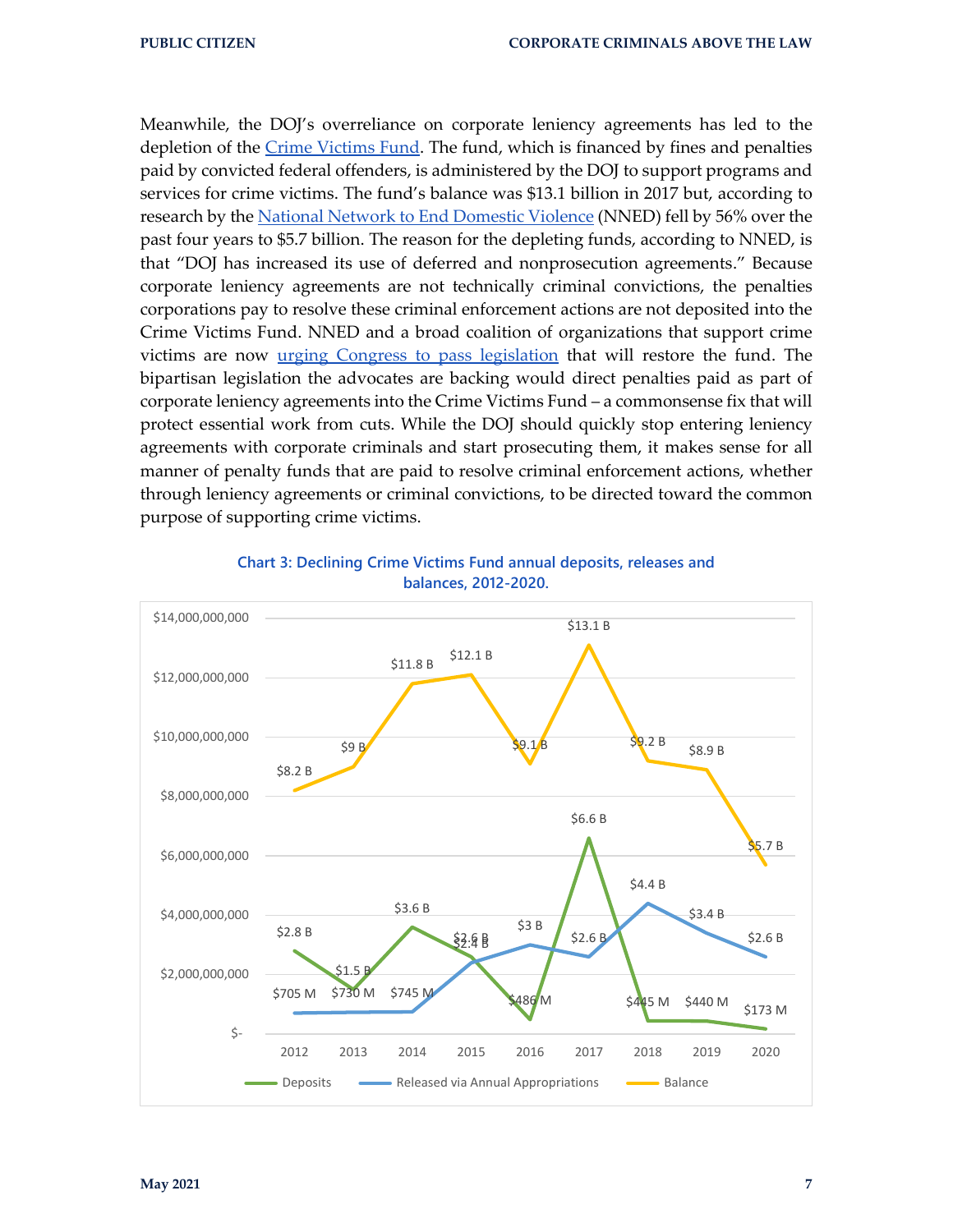Meanwhile, the DOJ's overreliance on corporate leniency agreements has led to the depletion of the Crime Victims Fund. The fund, which is financed by fines and penalties paid by convicted federal offenders, is administered by the DOJ to support programs and services for crime victims. The fund's balance was $13.1 billion in 2017 but, according to research by the National Network to End Domestic Violence (NNED) fell by 56% over the past four years to $5.7 billion. The reason for the depleting funds, according to NNED, is that "DOJ has increased its use of deferred and nonprosecution agreements." Because corporate leniency agreements are not technically criminal convictions, the penalties corporations pay to resolve these criminal enforcement actions are not deposited into the Crime Victims Fund. NNED and a broad coalition of organizations that support crime victims are now urging Congress to pass legislation that will restore the fund. The bipartisan legislation the advocates are backing would direct penalties paid as part of corporate leniency agreements into the Crime Victims Fund – a commonsense fix that will protect essential work from cuts. While the DOJ should quickly stop entering leniency agreements with corporate criminals and start prosecuting them, it makes sense for all manner of penalty funds that are paid to resolve criminal enforcement actions, whether through leniency agreements or criminal convictions, to be directed toward the common purpose of supporting crime victims.

**Chart 3: Declining Crime Victims Fund annual deposits, releases and balances, 2012-2020.**

| Year | Deposits | Released via Annual Appropriations | Balance |
|---|---|---|---|
| 2012 | $2.8 B | $705 M | $8.2 B |
| 2013 | $1.5 B | $730 M | $9 B |
| 2014 | $3.6 B | $745 M | $11.8 B |
| 2015 | $2.6 B | $2.4 B | $12.1 B |
| 2016 | $486 M | $3 B | $9.1 B |
| 2017 | $6.6 B | $2.6 B | $13.1 B |
| 2018 | $445 M | $4.4 B | $9.2 B |
| 2019 | $440 M | $3.4 B | $8.9 B |
| 2020 | $173 M | $2.6 B | $5.7 B |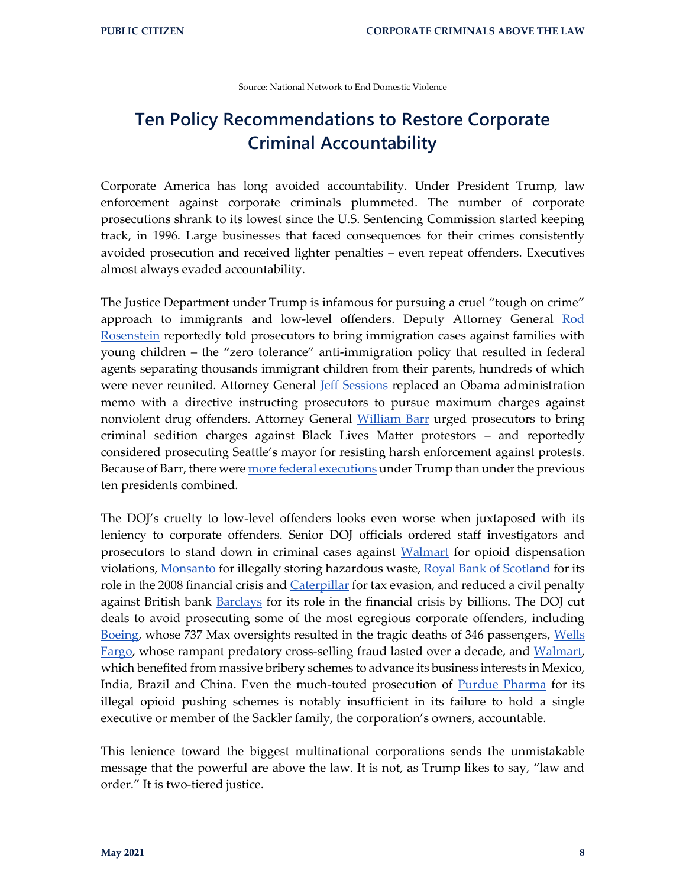Source: National Network to End Domestic Violence

# Ten Policy Recommendations to Restore Corporate Criminal Accountability

Corporate America has long avoided accountability. Under President Trump, law enforcement against corporate criminals plummeted. The number of corporate prosecutions shrank to its lowest since the U.S. Sentencing Commission started keeping track, in 1996. Large businesses that faced consequences for their crimes consistently avoided prosecution and received lighter penalties – even repeat offenders. Executives almost always evaded accountability.

The Justice Department under Trump is infamous for pursuing a cruel "tough on crime" approach to immigrants and low-level offenders. Deputy Attorney General Rod Rosenstein reportedly told prosecutors to bring immigration cases against families with young children – the "zero tolerance" anti-immigration policy that resulted in federal agents separating thousands immigrant children from their parents, hundreds of which were never reunited. Attorney General Jeff Sessions replaced an Obama administration memo with a directive instructing prosecutors to pursue maximum charges against nonviolent drug offenders. Attorney General William Barr urged prosecutors to bring criminal sedition charges against Black Lives Matter protestors – and reportedly considered prosecuting Seattle's mayor for resisting harsh enforcement against protests. Because of Barr, there were more federal executions under Trump than under the previous ten presidents combined.

The DOJ's cruelty to low-level offenders looks even worse when juxtaposed with its leniency to corporate offenders. Senior DOJ officials ordered staff investigators and prosecutors to stand down in criminal cases against Walmart for opioid dispensation violations, Monsanto for illegally storing hazardous waste, Royal Bank of Scotland for its role in the 2008 financial crisis and Caterpillar for tax evasion, and reduced a civil penalty against British bank Barclays for its role in the financial crisis by billions. The DOJ cut deals to avoid prosecuting some of the most egregious corporate offenders, including Boeing, whose 737 Max oversights resulted in the tragic deaths of 346 passengers, Wells Fargo, whose rampant predatory cross-selling fraud lasted over a decade, and Walmart, which benefited from massive bribery schemes to advance its business interests in Mexico, India, Brazil and China. Even the much-touted prosecution of Purdue Pharma for its illegal opioid pushing schemes is notably insufficient in its failure to hold a single executive or member of the Sackler family, the corporation's owners, accountable.

This lenience toward the biggest multinational corporations sends the unmistakable message that the powerful are above the law. It is not, as Trump likes to say, "law and order." It is two-tiered justice.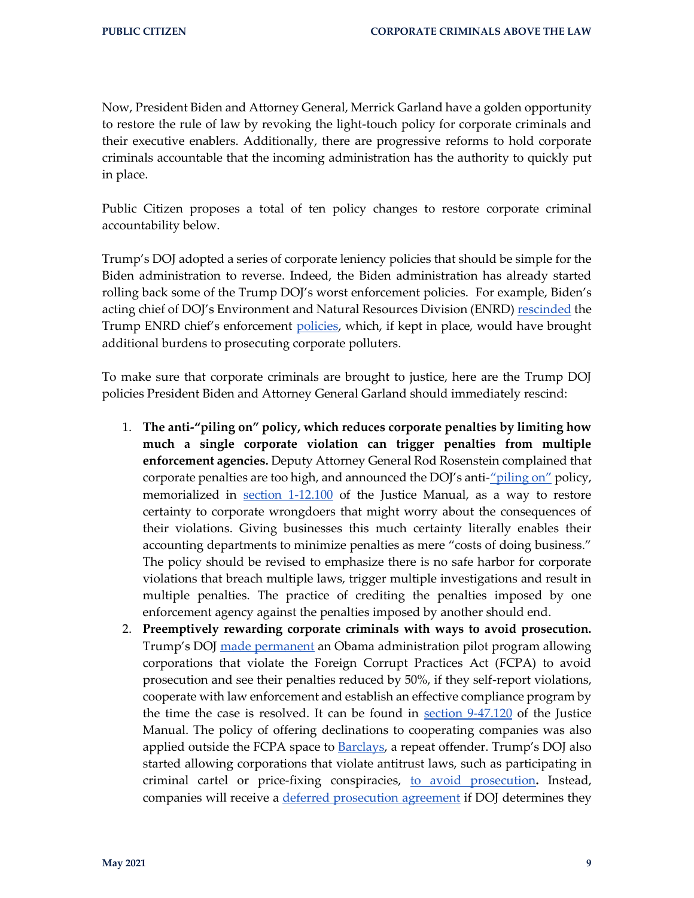Now, President Biden and Attorney General, Merrick Garland have a golden opportunity to restore the rule of law by revoking the light-touch policy for corporate criminals and their executive enablers. Additionally, there are progressive reforms to hold corporate criminals accountable that the incoming administration has the authority to quickly put in place.

Public Citizen proposes a total of ten policy changes to restore corporate criminal accountability below.

Trump's DOJ adopted a series of corporate leniency policies that should be simple for the Biden administration to reverse. Indeed, the Biden administration has already started rolling back some of the Trump DOJ's worst enforcement policies. For example, Biden's acting chief of DOJ's Environment and Natural Resources Division (ENRD) rescinded the Trump ENRD chief's enforcement policies, which, if kept in place, would have brought additional burdens to prosecuting corporate polluters.

To make sure that corporate criminals are brought to justice, here are the Trump DOJ policies President Biden and Attorney General Garland should immediately rescind:

1. **The anti-"piling on" policy, which reduces corporate penalties by limiting how much a single corporate violation can trigger penalties from multiple enforcement agencies.** Deputy Attorney General Rod Rosenstein complained that corporate penalties are too high, and announced the DOJ's anti-"piling on" policy, memorialized in section 1-12.100 of the Justice Manual, as a way to restore certainty to corporate wrongdoers that might worry about the consequences of their violations. Giving businesses this much certainty literally enables their accounting departments to minimize penalties as mere "costs of doing business." The policy should be revised to emphasize there is no safe harbor for corporate violations that breach multiple laws, trigger multiple investigations and result in multiple penalties. The practice of crediting the penalties imposed by one enforcement agency against the penalties imposed by another should end.
2. **Preemptively rewarding corporate criminals with ways to avoid prosecution.** Trump's DOJ made permanent an Obama administration pilot program allowing corporations that violate the Foreign Corrupt Practices Act (FCPA) to avoid prosecution and see their penalties reduced by 50%, if they self-report violations, cooperate with law enforcement and establish an effective compliance program by the time the case is resolved. It can be found in section 9-47.120 of the Justice Manual. The policy of offering declinations to cooperating companies was also applied outside the FCPA space to Barclays, a repeat offender. Trump's DOJ also started allowing corporations that violate antitrust laws, such as participating in criminal cartel or price-fixing conspiracies, to avoid prosecution**.** Instead, companies will receive a deferred prosecution agreement if DOJ determines they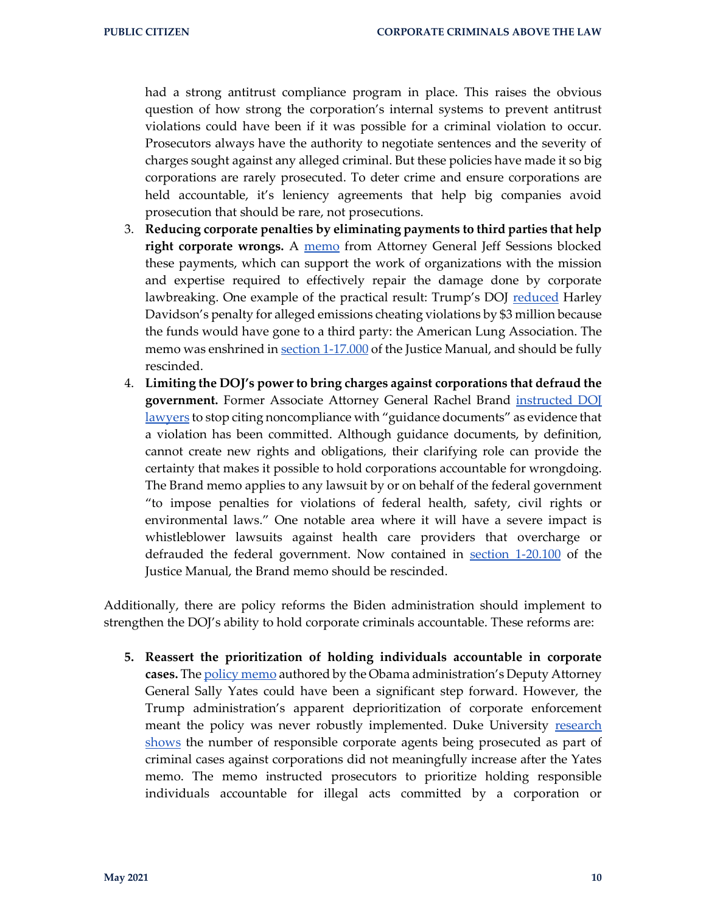had a strong antitrust compliance program in place. This raises the obvious question of how strong the corporation's internal systems to prevent antitrust violations could have been if it was possible for a criminal violation to occur. Prosecutors always have the authority to negotiate sentences and the severity of charges sought against any alleged criminal. But these policies have made it so big corporations are rarely prosecuted. To deter crime and ensure corporations are held accountable, it's leniency agreements that help big companies avoid prosecution that should be rare, not prosecutions.

3. **Reducing corporate penalties by eliminating payments to third parties that help right corporate wrongs.** A memo from Attorney General Jeff Sessions blocked these payments, which can support the work of organizations with the mission and expertise required to effectively repair the damage done by corporate lawbreaking. One example of the practical result: Trump's DOJ reduced Harley Davidson's penalty for alleged emissions cheating violations by $3 million because the funds would have gone to a third party: the American Lung Association. The memo was enshrined in section 1-17.000 of the Justice Manual, and should be fully rescinded.
4. **Limiting the DOJ's power to bring charges against corporations that defraud the government.** Former Associate Attorney General Rachel Brand instructed DOJ lawyers to stop citing noncompliance with "guidance documents" as evidence that a violation has been committed. Although guidance documents, by definition, cannot create new rights and obligations, their clarifying role can provide the certainty that makes it possible to hold corporations accountable for wrongdoing. The Brand memo applies to any lawsuit by or on behalf of the federal government "to impose penalties for violations of federal health, safety, civil rights or environmental laws." One notable area where it will have a severe impact is whistleblower lawsuits against health care providers that overcharge or defrauded the federal government. Now contained in section 1-20.100 of the Justice Manual, the Brand memo should be rescinded.

Additionally, there are policy reforms the Biden administration should implement to strengthen the DOJ's ability to hold corporate criminals accountable. These reforms are:

5. **Reassert the prioritization of holding individuals accountable in corporate cases.** The policy memo authored by the Obama administration's Deputy Attorney General Sally Yates could have been a significant step forward. However, the Trump administration's apparent deprioritization of corporate enforcement meant the policy was never robustly implemented. Duke University research shows the number of responsible corporate agents being prosecuted as part of criminal cases against corporations did not meaningfully increase after the Yates memo. The memo instructed prosecutors to prioritize holding responsible individuals accountable for illegal acts committed by a corporation or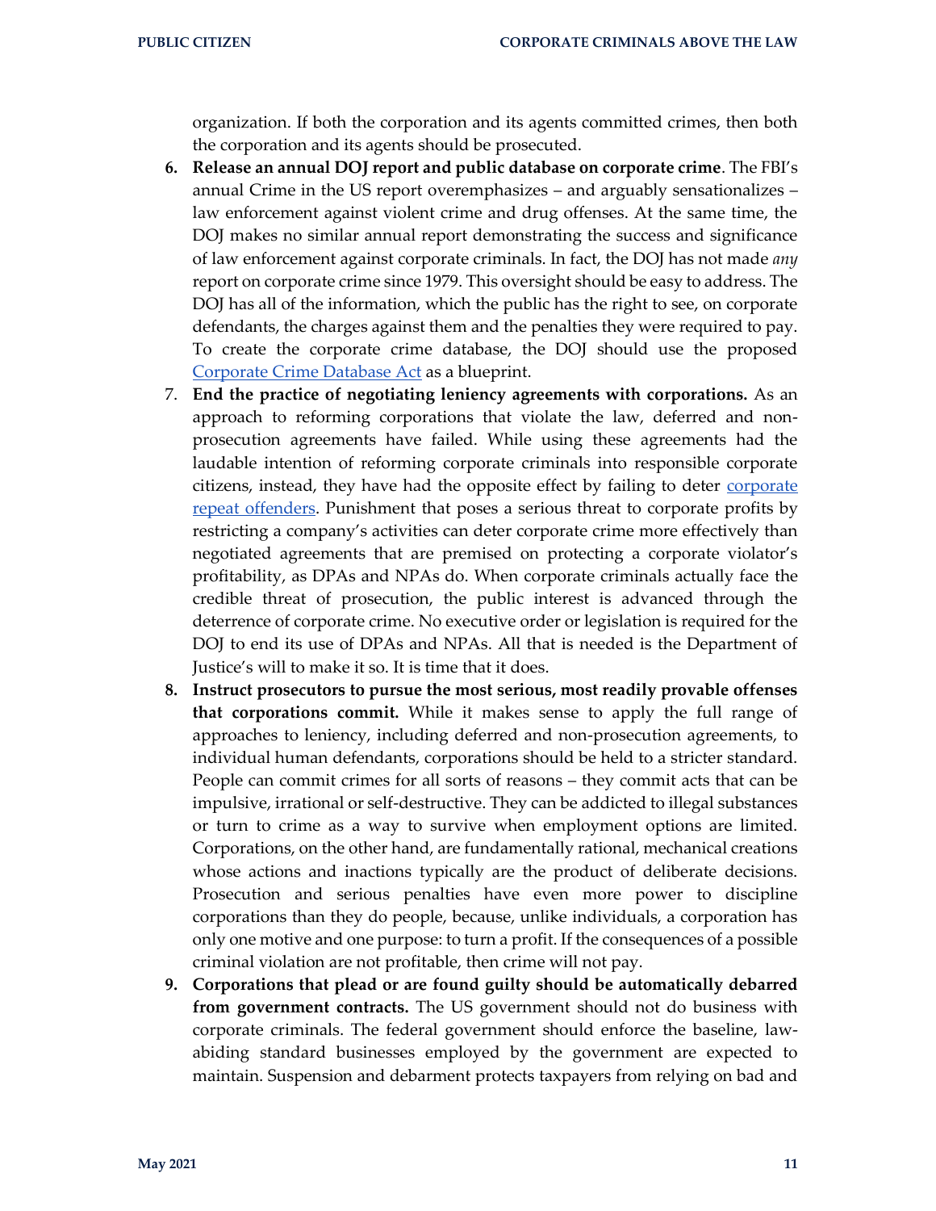organization. If both the corporation and its agents committed crimes, then both the corporation and its agents should be prosecuted.

6. **Release an annual DOJ report and public database on corporate crime**. The FBI's annual Crime in the US report overemphasizes – and arguably sensationalizes – law enforcement against violent crime and drug offenses. At the same time, the DOJ makes no similar annual report demonstrating the success and significance of law enforcement against corporate criminals. In fact, the DOJ has not made *any* report on corporate crime since 1979. This oversight should be easy to address. The DOJ has all of the information, which the public has the right to see, on corporate defendants, the charges against them and the penalties they were required to pay. To create the corporate crime database, the DOJ should use the proposed [Corporate Crime Database Act](#) as a blueprint.
7. **End the practice of negotiating leniency agreements with corporations.** As an approach to reforming corporations that violate the law, deferred and non-prosecution agreements have failed. While using these agreements had the laudable intention of reforming corporate criminals into responsible corporate citizens, instead, they have had the opposite effect by failing to deter [corporate repeat offenders](#). Punishment that poses a serious threat to corporate profits by restricting a company's activities can deter corporate crime more effectively than negotiated agreements that are premised on protecting a corporate violator's profitability, as DPAs and NPAs do. When corporate criminals actually face the credible threat of prosecution, the public interest is advanced through the deterrence of corporate crime. No executive order or legislation is required for the DOJ to end its use of DPAs and NPAs. All that is needed is the Department of Justice's will to make it so. It is time that it does.
8. **Instruct prosecutors to pursue the most serious, most readily provable offenses that corporations commit.** While it makes sense to apply the full range of approaches to leniency, including deferred and non-prosecution agreements, to individual human defendants, corporations should be held to a stricter standard. People can commit crimes for all sorts of reasons – they commit acts that can be impulsive, irrational or self-destructive. They can be addicted to illegal substances or turn to crime as a way to survive when employment options are limited. Corporations, on the other hand, are fundamentally rational, mechanical creations whose actions and inactions typically are the product of deliberate decisions. Prosecution and serious penalties have even more power to discipline corporations than they do people, because, unlike individuals, a corporation has only one motive and one purpose: to turn a profit. If the consequences of a possible criminal violation are not profitable, then crime will not pay.
9. **Corporations that plead or are found guilty should be automatically debarred from government contracts.** The US government should not do business with corporate criminals. The federal government should enforce the baseline, law-abiding standard businesses employed by the government are expected to maintain. Suspension and debarment protects taxpayers from relying on bad and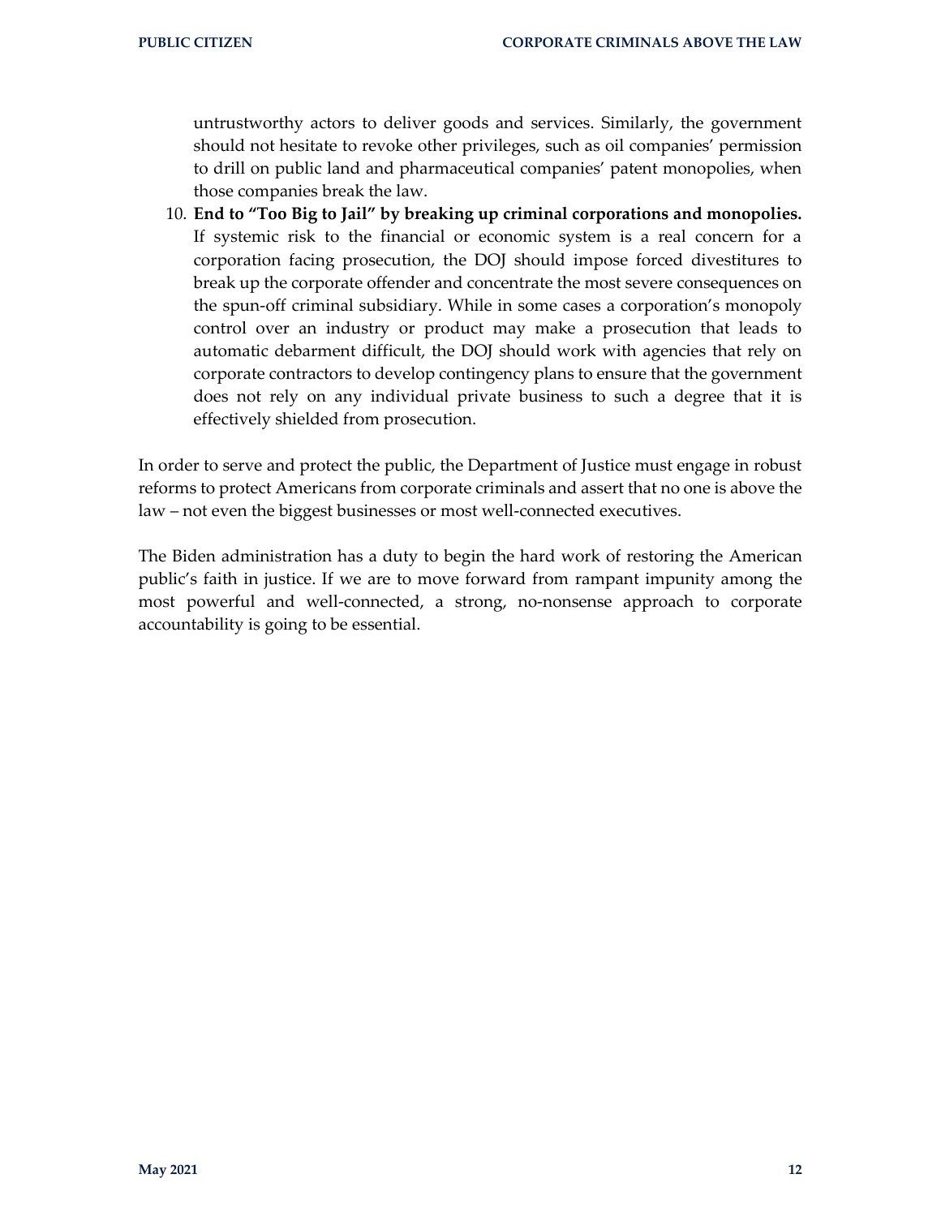untrustworthy actors to deliver goods and services. Similarly, the government should not hesitate to revoke other privileges, such as oil companies' permission to drill on public land and pharmaceutical companies' patent monopolies, when those companies break the law.

10. **End to "Too Big to Jail" by breaking up criminal corporations and monopolies.** If systemic risk to the financial or economic system is a real concern for a corporation facing prosecution, the DOJ should impose forced divestitures to break up the corporate offender and concentrate the most severe consequences on the spun-off criminal subsidiary. While in some cases a corporation's monopoly control over an industry or product may make a prosecution that leads to automatic debarment difficult, the DOJ should work with agencies that rely on corporate contractors to develop contingency plans to ensure that the government does not rely on any individual private business to such a degree that it is effectively shielded from prosecution.

In order to serve and protect the public, the Department of Justice must engage in robust reforms to protect Americans from corporate criminals and assert that no one is above the law – not even the biggest businesses or most well-connected executives.

The Biden administration has a duty to begin the hard work of restoring the American public's faith in justice. If we are to move forward from rampant impunity among the most powerful and well-connected, a strong, no-nonsense approach to corporate accountability is going to be essential.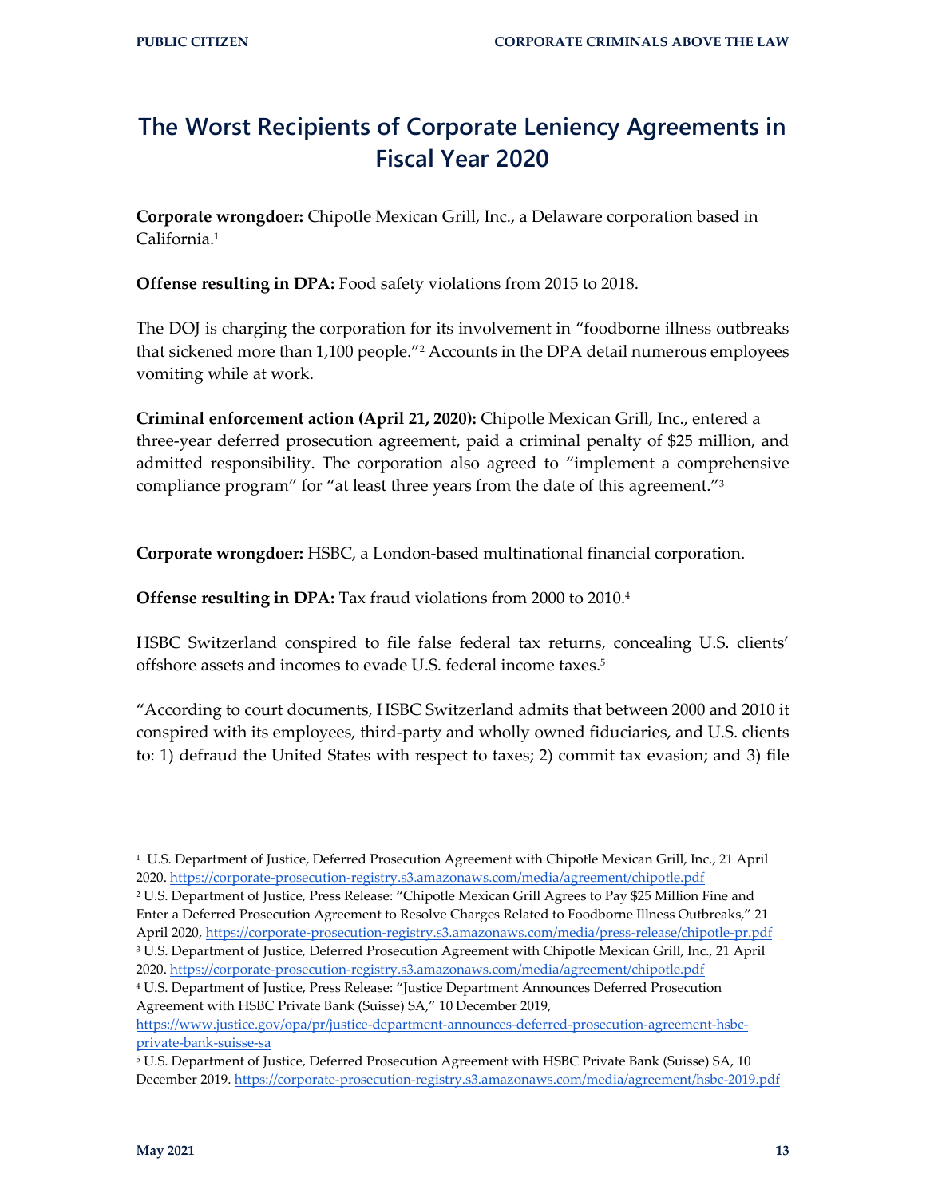## The Worst Recipients of Corporate Leniency Agreements in Fiscal Year 2020

**Corporate wrongdoer:** Chipotle Mexican Grill, Inc., a Delaware corporation based in California.[1]

**Offense resulting in DPA:** Food safety violations from 2015 to 2018.

The DOJ is charging the corporation for its involvement in "foodborne illness outbreaks that sickened more than 1,100 people."[2] Accounts in the DPA detail numerous employees vomiting while at work.

**Criminal enforcement action (April 21, 2020):** Chipotle Mexican Grill, Inc., entered a three-year deferred prosecution agreement, paid a criminal penalty of $25 million, and admitted responsibility. The corporation also agreed to "implement a comprehensive compliance program" for "at least three years from the date of this agreement."[3]

**Corporate wrongdoer:** HSBC, a London-based multinational financial corporation.

**Offense resulting in DPA:** Tax fraud violations from 2000 to 2010.[4]

HSBC Switzerland conspired to file false federal tax returns, concealing U.S. clients' offshore assets and incomes to evade U.S. federal income taxes.[5]

"According to court documents, HSBC Switzerland admits that between 2000 and 2010 it conspired with its employees, third-party and wholly owned fiduciaries, and U.S. clients to: 1) defraud the United States with respect to taxes; 2) commit tax evasion; and 3) file

---

[1] U.S. Department of Justice, Deferred Prosecution Agreement with Chipotle Mexican Grill, Inc., 21 April 2020. https://corporate-prosecution-registry.s3.amazonaws.com/media/agreement/chipotle.pdf

[2] U.S. Department of Justice, Press Release: "Chipotle Mexican Grill Agrees to Pay $25 Million Fine and Enter a Deferred Prosecution Agreement to Resolve Charges Related to Foodborne Illness Outbreaks," 21 April 2020, https://corporate-prosecution-registry.s3.amazonaws.com/media/press-release/chipotle-pr.pdf

[3] U.S. Department of Justice, Deferred Prosecution Agreement with Chipotle Mexican Grill, Inc., 21 April 2020. https://corporate-prosecution-registry.s3.amazonaws.com/media/agreement/chipotle.pdf

[4] U.S. Department of Justice, Press Release: "Justice Department Announces Deferred Prosecution Agreement with HSBC Private Bank (Suisse) SA," 10 December 2019, https://www.justice.gov/opa/pr/justice-department-announces-deferred-prosecution-agreement-hsbc-private-bank-suisse-sa

[5] U.S. Department of Justice, Deferred Prosecution Agreement with HSBC Private Bank (Suisse) SA, 10 December 2019. https://corporate-prosecution-registry.s3.amazonaws.com/media/agreement/hsbc-2019.pdf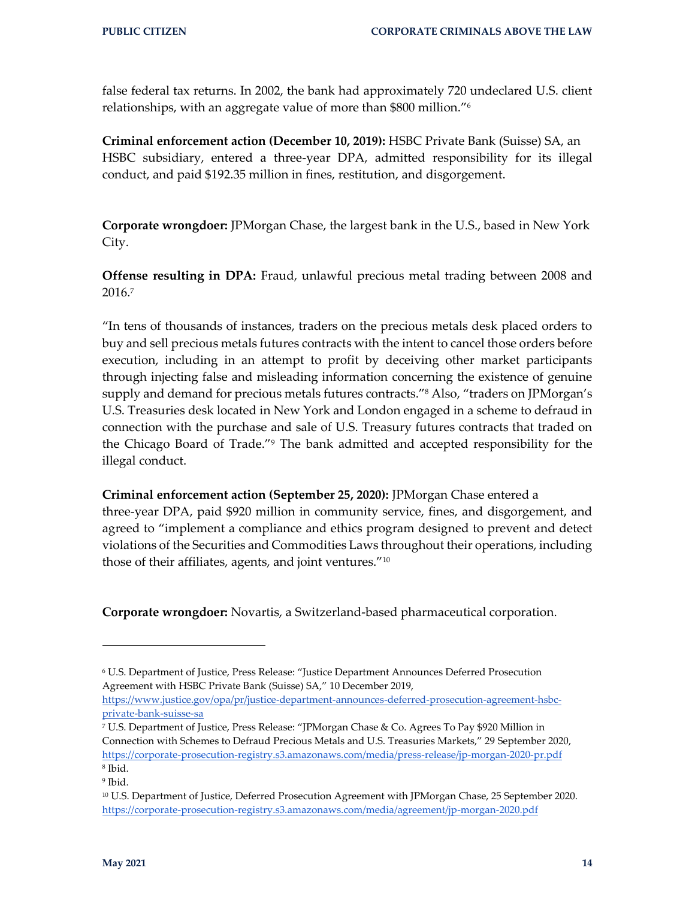false federal tax returns. In 2002, the bank had approximately 720 undeclared U.S. client relationships, with an aggregate value of more than $800 million."[6]

**Criminal enforcement action (December 10, 2019):** HSBC Private Bank (Suisse) SA, an HSBC subsidiary, entered a three-year DPA, admitted responsibility for its illegal conduct, and paid $192.35 million in fines, restitution, and disgorgement.

**Corporate wrongdoer:** JPMorgan Chase, the largest bank in the U.S., based in New York City.

**Offense resulting in DPA:** Fraud, unlawful precious metal trading between 2008 and 2016.[7]

"In tens of thousands of instances, traders on the precious metals desk placed orders to buy and sell precious metals futures contracts with the intent to cancel those orders before execution, including in an attempt to profit by deceiving other market participants through injecting false and misleading information concerning the existence of genuine supply and demand for precious metals futures contracts."[8] Also, "traders on JPMorgan's U.S. Treasuries desk located in New York and London engaged in a scheme to defraud in connection with the purchase and sale of U.S. Treasury futures contracts that traded on the Chicago Board of Trade."[9] The bank admitted and accepted responsibility for the illegal conduct.

**Criminal enforcement action (September 25, 2020):** JPMorgan Chase entered a three-year DPA, paid $920 million in community service, fines, and disgorgement, and agreed to "implement a compliance and ethics program designed to prevent and detect violations of the Securities and Commodities Laws throughout their operations, including those of their affiliates, agents, and joint ventures."[10]

**Corporate wrongdoer:** Novartis, a Switzerland-based pharmaceutical corporation.

---

[6] U.S. Department of Justice, Press Release: "Justice Department Announces Deferred Prosecution Agreement with HSBC Private Bank (Suisse) SA," 10 December 2019, https://www.justice.gov/opa/pr/justice-department-announces-deferred-prosecution-agreement-hsbc-private-bank-suisse-sa

[7] U.S. Department of Justice, Press Release: "JPMorgan Chase & Co. Agrees To Pay $920 Million in Connection with Schemes to Defraud Precious Metals and U.S. Treasuries Markets," 29 September 2020, https://corporate-prosecution-registry.s3.amazonaws.com/media/press-release/jp-morgan-2020-pr.pdf

[8] Ibid.

[9] Ibid.

[10] U.S. Department of Justice, Deferred Prosecution Agreement with JPMorgan Chase, 25 September 2020. https://corporate-prosecution-registry.s3.amazonaws.com/media/agreement/jp-morgan-2020.pdf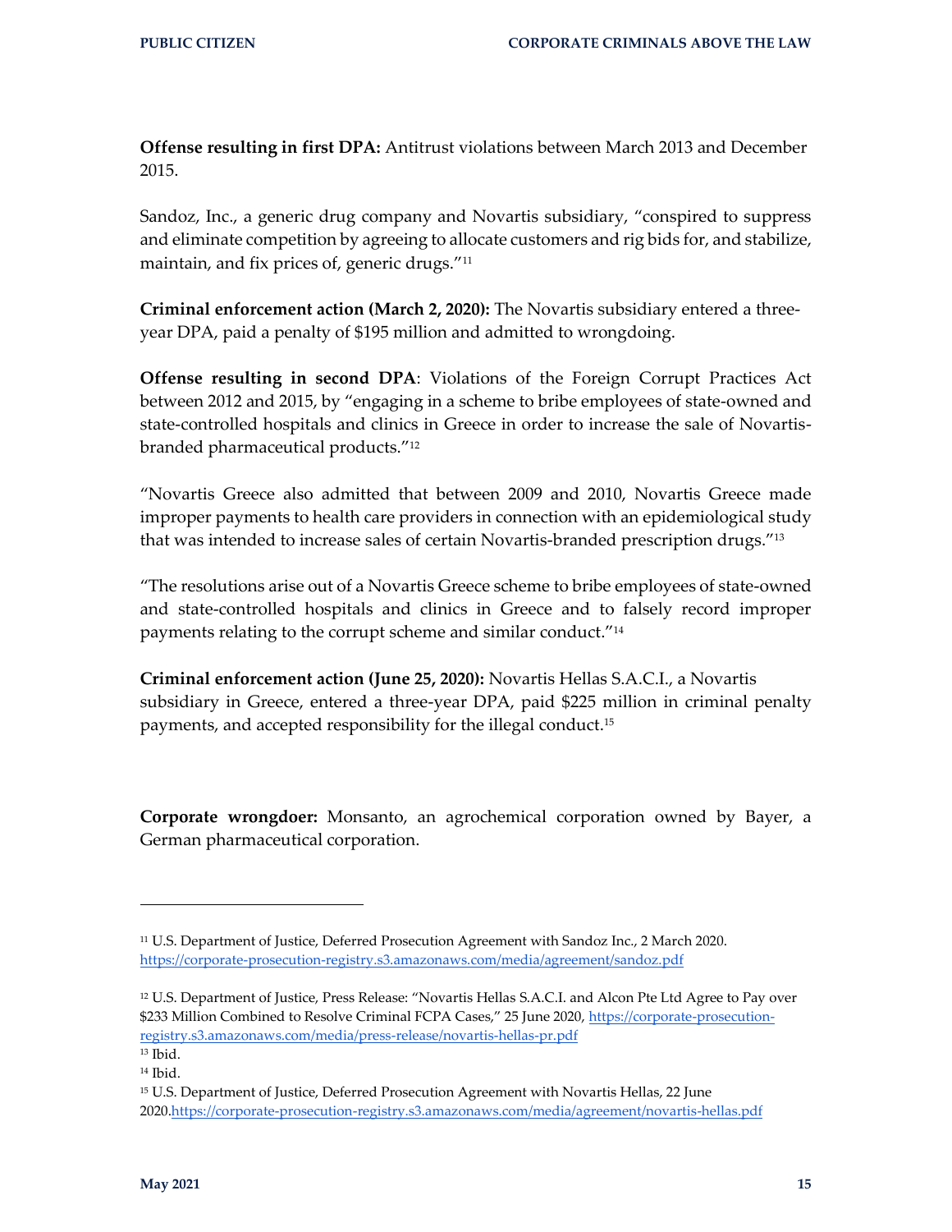**Offense resulting in first DPA:** Antitrust violations between March 2013 and December 2015.

Sandoz, Inc., a generic drug company and Novartis subsidiary, "conspired to suppress and eliminate competition by agreeing to allocate customers and rig bids for, and stabilize, maintain, and fix prices of, generic drugs."[11]

**Criminal enforcement action (March 2, 2020):** The Novartis subsidiary entered a three-year DPA, paid a penalty of $195 million and admitted to wrongdoing.

**Offense resulting in second DPA**: Violations of the Foreign Corrupt Practices Act between 2012 and 2015, by "engaging in a scheme to bribe employees of state-owned and state-controlled hospitals and clinics in Greece in order to increase the sale of Novartis-branded pharmaceutical products."[12]

"Novartis Greece also admitted that between 2009 and 2010, Novartis Greece made improper payments to health care providers in connection with an epidemiological study that was intended to increase sales of certain Novartis-branded prescription drugs."[13]

"The resolutions arise out of a Novartis Greece scheme to bribe employees of state-owned and state-controlled hospitals and clinics in Greece and to falsely record improper payments relating to the corrupt scheme and similar conduct."[14]

**Criminal enforcement action (June 25, 2020):** Novartis Hellas S.A.C.I., a Novartis subsidiary in Greece, entered a three-year DPA, paid $225 million in criminal penalty payments, and accepted responsibility for the illegal conduct.[15]

**Corporate wrongdoer:** Monsanto, an agrochemical corporation owned by Bayer, a German pharmaceutical corporation.

---

[11] U.S. Department of Justice, Deferred Prosecution Agreement with Sandoz Inc., 2 March 2020. https://corporate-prosecution-registry.s3.amazonaws.com/media/agreement/sandoz.pdf

[12] U.S. Department of Justice, Press Release: "Novartis Hellas S.A.C.I. and Alcon Pte Ltd Agree to Pay over $233 Million Combined to Resolve Criminal FCPA Cases," 25 June 2020, https://corporate-prosecution-registry.s3.amazonaws.com/media/press-release/novartis-hellas-pr.pdf

[13] Ibid.

[14] Ibid.

[15] U.S. Department of Justice, Deferred Prosecution Agreement with Novartis Hellas, 22 June 2020.https://corporate-prosecution-registry.s3.amazonaws.com/media/agreement/novartis-hellas.pdf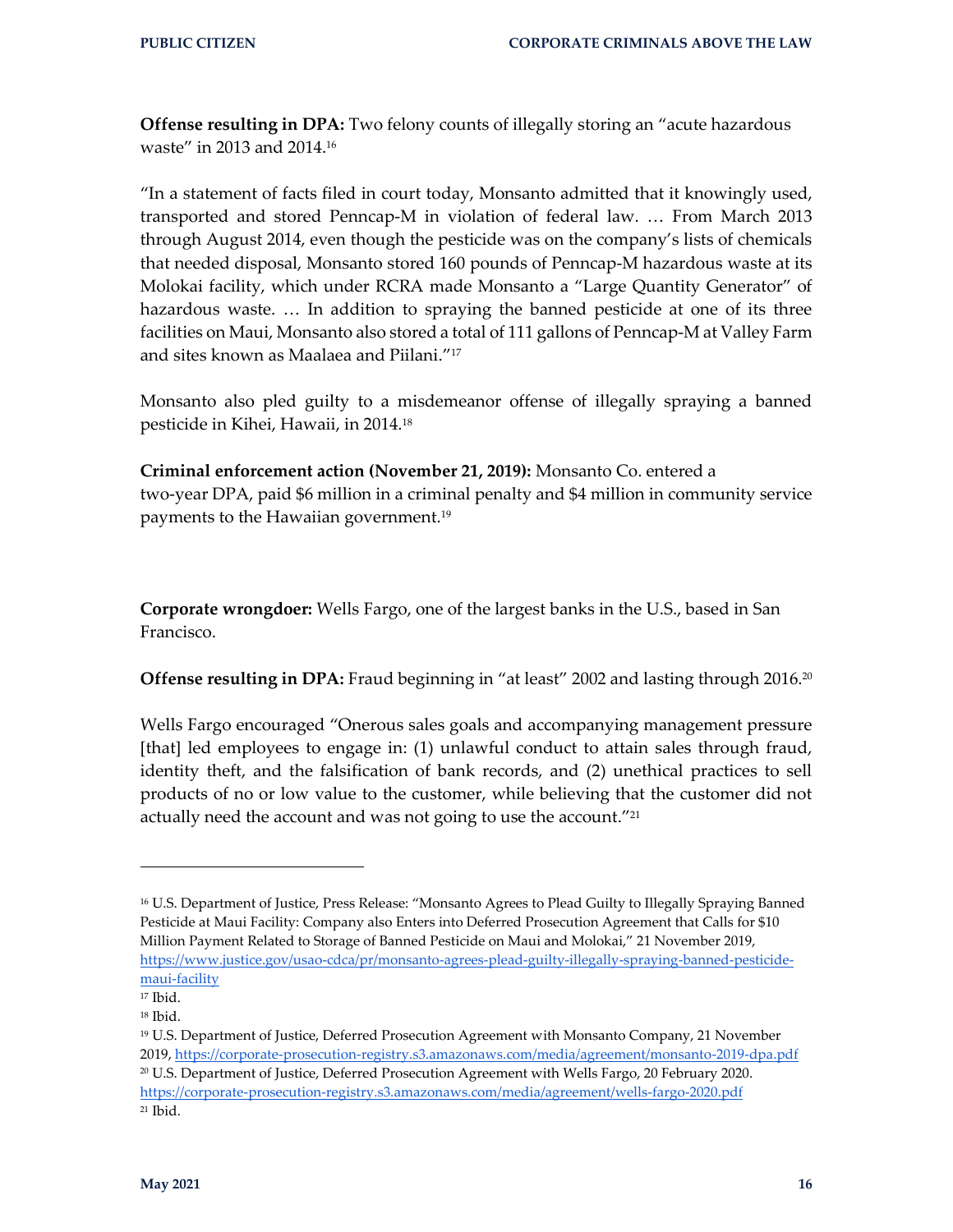**Offense resulting in DPA:** Two felony counts of illegally storing an "acute hazardous waste" in 2013 and 2014.[16]

"In a statement of facts filed in court today, Monsanto admitted that it knowingly used, transported and stored Penncap-M in violation of federal law. … From March 2013 through August 2014, even though the pesticide was on the company's lists of chemicals that needed disposal, Monsanto stored 160 pounds of Penncap-M hazardous waste at its Molokai facility, which under RCRA made Monsanto a "Large Quantity Generator" of hazardous waste. … In addition to spraying the banned pesticide at one of its three facilities on Maui, Monsanto also stored a total of 111 gallons of Penncap-M at Valley Farm and sites known as Maalaea and Piilani."[17]

Monsanto also pled guilty to a misdemeanor offense of illegally spraying a banned pesticide in Kihei, Hawaii, in 2014.[18]

**Criminal enforcement action (November 21, 2019):** Monsanto Co. entered a two-year DPA, paid $6 million in a criminal penalty and $4 million in community service payments to the Hawaiian government.[19]

**Corporate wrongdoer:** Wells Fargo, one of the largest banks in the U.S., based in San Francisco.

**Offense resulting in DPA:** Fraud beginning in "at least" 2002 and lasting through 2016.[20]

Wells Fargo encouraged "Onerous sales goals and accompanying management pressure [that] led employees to engage in: (1) unlawful conduct to attain sales through fraud, identity theft, and the falsification of bank records, and (2) unethical practices to sell products of no or low value to the customer, while believing that the customer did not actually need the account and was not going to use the account."[21]

---

[16] U.S. Department of Justice, Press Release: "Monsanto Agrees to Plead Guilty to Illegally Spraying Banned Pesticide at Maui Facility: Company also Enters into Deferred Prosecution Agreement that Calls for $10 Million Payment Related to Storage of Banned Pesticide on Maui and Molokai," 21 November 2019, https://www.justice.gov/usao-cdca/pr/monsanto-agrees-plead-guilty-illegally-spraying-banned-pesticide-maui-facility

[17] Ibid.

[18] Ibid.

[19] U.S. Department of Justice, Deferred Prosecution Agreement with Monsanto Company, 21 November 2019, https://corporate-prosecution-registry.s3.amazonaws.com/media/agreement/monsanto-2019-dpa.pdf

[20] U.S. Department of Justice, Deferred Prosecution Agreement with Wells Fargo, 20 February 2020. https://corporate-prosecution-registry.s3.amazonaws.com/media/agreement/wells-fargo-2020.pdf

[21] Ibid.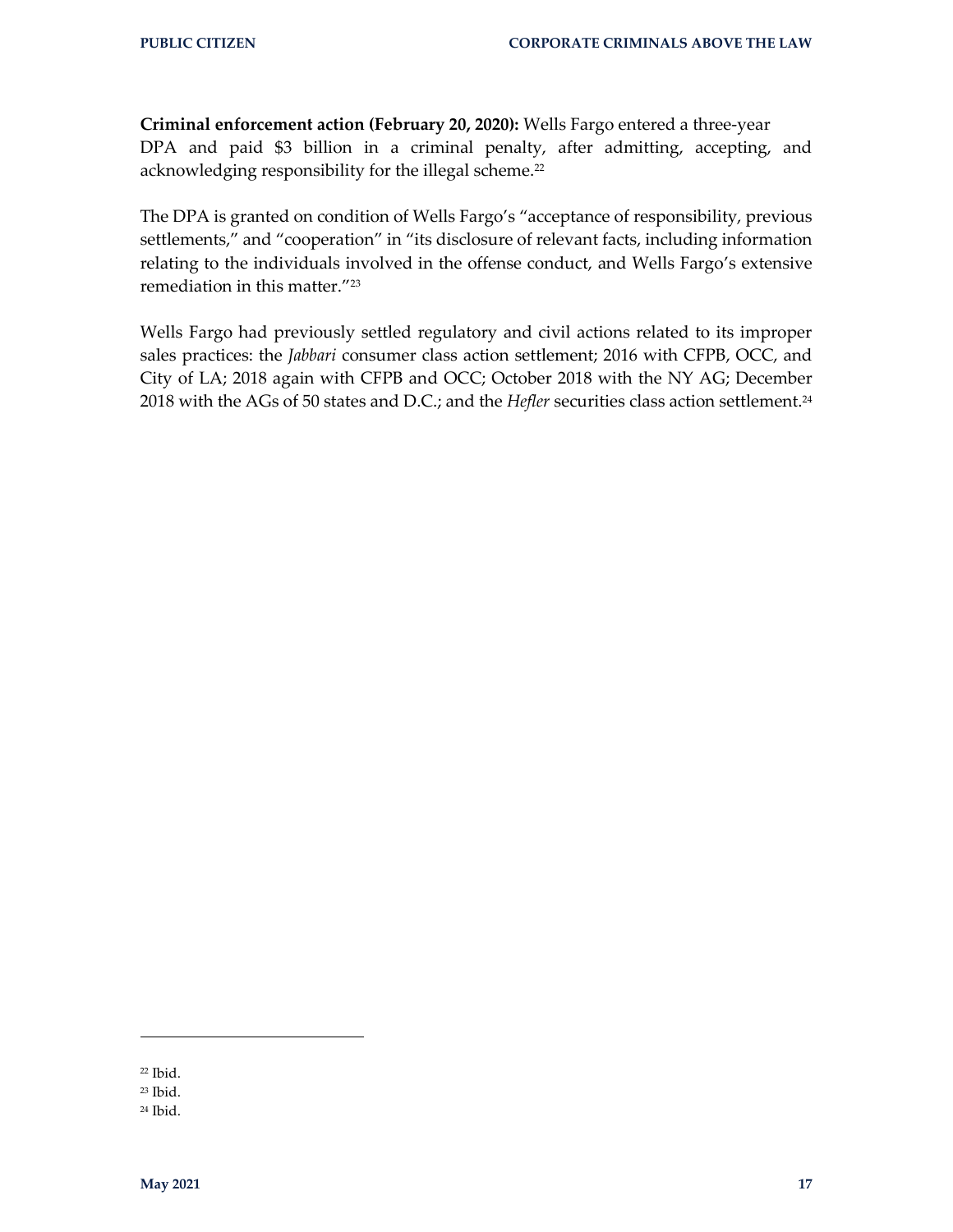**Criminal enforcement action (February 20, 2020):** Wells Fargo entered a three-year DPA and paid $3 billion in a criminal penalty, after admitting, accepting, and acknowledging responsibility for the illegal scheme.[22]

The DPA is granted on condition of Wells Fargo's "acceptance of responsibility, previous settlements," and "cooperation" in "its disclosure of relevant facts, including information relating to the individuals involved in the offense conduct, and Wells Fargo's extensive remediation in this matter."[23]

Wells Fargo had previously settled regulatory and civil actions related to its improper sales practices: the *Jabbari* consumer class action settlement; 2016 with CFPB, OCC, and City of LA; 2018 again with CFPB and OCC; October 2018 with the NY AG; December 2018 with the AGs of 50 states and D.C.; and the *Hefler* securities class action settlement.[24]

[22] Ibid.

[23] Ibid.

[24] Ibid.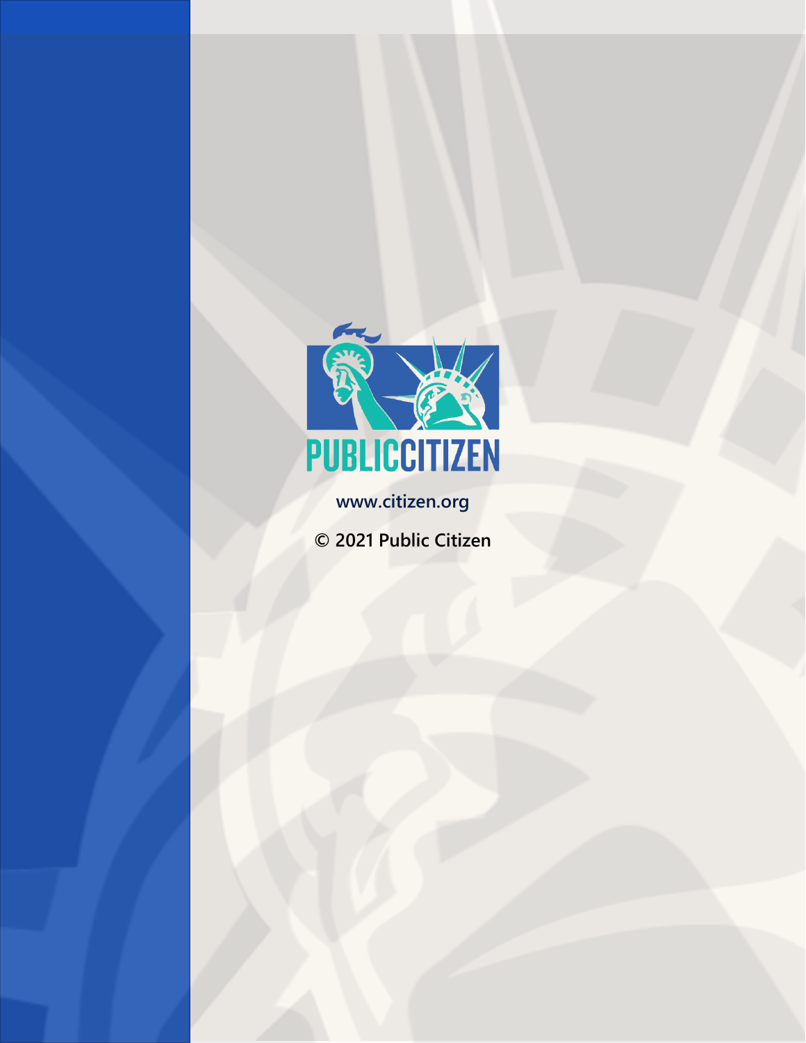PUBLIC CITIZEN

www.citizen.org

© 2021 Public Citizen